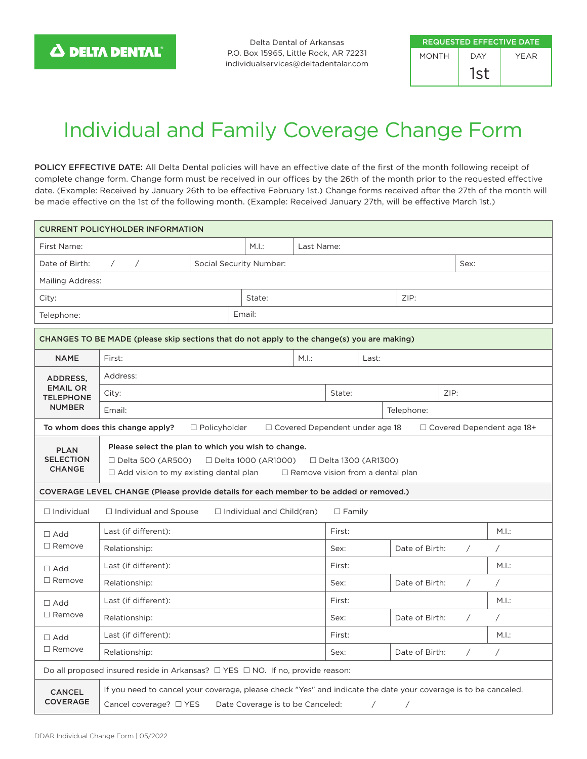**DELTA DENTAL**

Delta Dental of Arkansas
P.O. Box 15965, Little Rock, AR 72231
individualservices@deltadentalar.com

| REQUESTED EFFECTIVE DATE | | |
|---|---|---|
| MONTH | DAY | YEAR |
| | 1st | |

# Individual and Family Coverage Change Form

**POLICY EFFECTIVE DATE:** All Delta Dental policies will have an effective date of the first of the month following receipt of complete change form. Change form must be received in our offices by the 26th of the month prior to the requested effective date. (Example: Received by January 26th to be effective February 1st.) Change forms received after the 27th of the month will be made effective on the 1st of the following month. (Example: Received January 27th, will be effective March 1st.)

| CURRENT POLICYHOLDER INFORMATION | | |
|---|---|---|
| First Name: | M.I.: | Last Name: |
| Date of Birth: / / | Social Security Number: | Sex: |
| Mailing Address: | | |
| City: | State: | ZIP: |
| Telephone: | Email: | |

**CHANGES TO BE MADE (please skip sections that do not apply to the change(s) you are making)**

| | | | |
|---|---|---|---|
| **NAME** | First: | M.I.: | Last: |
| **ADDRESS, EMAIL OR TELEPHONE NUMBER** | Address: | | |
| | City: | State: | ZIP: |
| | Email: | Telephone: | |

**To whom does this change apply?** ☐ Policyholder ☐ Covered Dependent under age 18 ☐ Covered Dependent age 18+

**PLAN SELECTION CHANGE**

Please select the plan to which you wish to change.
☐ Delta 500 (AR500) ☐ Delta 1000 (AR1000) ☐ Delta 1300 (AR1300)
☐ Add vision to my existing dental plan ☐ Remove vision from a dental plan

**COVERAGE LEVEL CHANGE (Please provide details for each member to be added or removed.)**

☐ Individual ☐ Individual and Spouse ☐ Individual and Child(ren) ☐ Family

| | | | | |
|---|---|---|---|---|
| ☐ Add ☐ Remove | Last (if different): | First: | | M.I.: |
| | Relationship: | Sex: | Date of Birth: / / | |
| ☐ Add ☐ Remove | Last (if different): | First: | | M.I.: |
| | Relationship: | Sex: | Date of Birth: / / | |
| ☐ Add ☐ Remove | Last (if different): | First: | | M.I.: |
| | Relationship: | Sex: | Date of Birth: / / | |
| ☐ Add ☐ Remove | Last (if different): | First: | | M.I.: |
| | Relationship: | Sex: | Date of Birth: / / | |

Do all proposed insured reside in Arkansas? ☐ YES ☐ NO. If no, provide reason:

**CANCEL COVERAGE**

If you need to cancel your coverage, please check "Yes" and indicate the date your coverage is to be canceled.
Cancel coverage? ☐ YES Date Coverage is to be Canceled: / /

DDAR Individual Change Form | 05/2022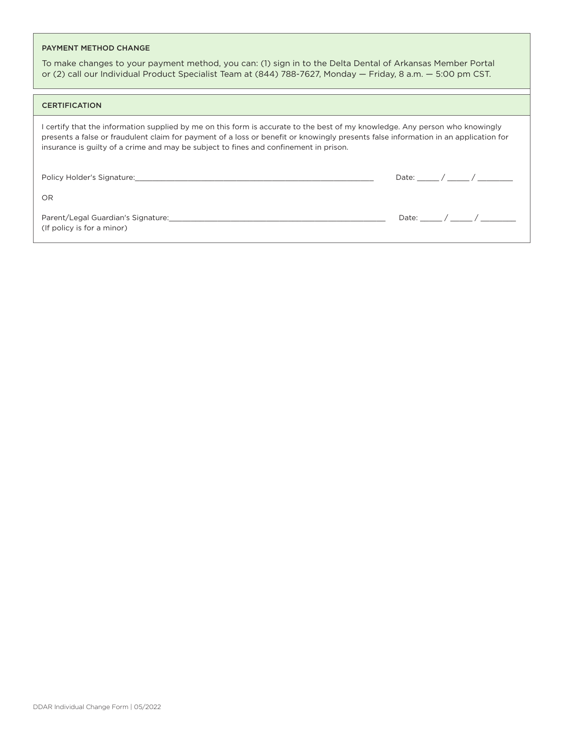## PAYMENT METHOD CHANGE

To make changes to your payment method, you can: (1) sign in to the Delta Dental of Arkansas Member Portal or (2) call our Individual Product Specialist Team at (844) 788-7627, Monday — Friday, 8 a.m. — 5:00 pm CST.

## CERTIFICATION

I certify that the information supplied by me on this form is accurate to the best of my knowledge. Any person who knowingly presents a false or fraudulent claim for payment of a loss or benefit or knowingly presents false information in an application for insurance is guilty of a crime and may be subject to fines and confinement in prison.

Policy Holder's Signature:___________________________________________________________ Date: _____ / _____ / ________

OR

Parent/Legal Guardian's Signature:_____________________________________________________ Date: _____ / _____ / ________
(If policy is for a minor)

DDAR Individual Change Form | 05/2022